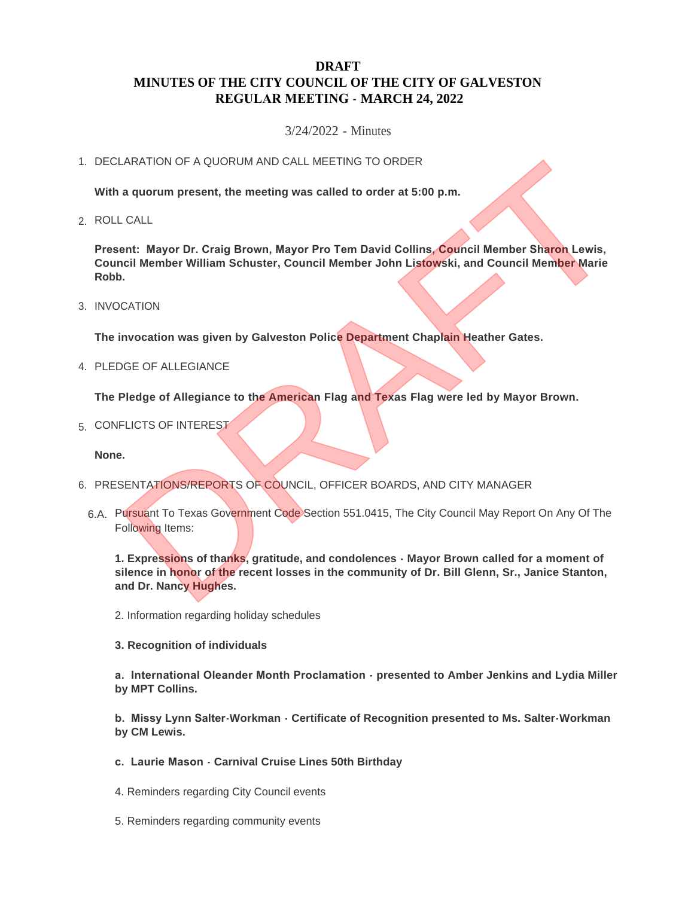# DRAFT
# MINUTES OF THE CITY COUNCIL OF THE CITY OF GALVESTON
# REGULAR MEETING - MARCH 24, 2022

3/24/2022 - Minutes

1. DECLARATION OF A QUORUM AND CALL MEETING TO ORDER

   **With a quorum present, the meeting was called to order at 5:00 p.m.**

2. ROLL CALL

   **Present: Mayor Dr. Craig Brown, Mayor Pro Tem David Collins, Council Member Sharon Lewis, Council Member William Schuster, Council Member John Listowski, and Council Member Marie Robb.**

3. INVOCATION

   **The invocation was given by Galveston Police Department Chaplain Heather Gates.**

4. PLEDGE OF ALLEGIANCE

   **The Pledge of Allegiance to the American Flag and Texas Flag were led by Mayor Brown.**

5. CONFLICTS OF INTEREST

   **None.**

6. PRESENTATIONS/REPORTS OF COUNCIL, OFFICER BOARDS, AND CITY MANAGER

   6.A. Pursuant To Texas Government Code Section 551.0415, The City Council May Report On Any Of The Following Items:

   **1. Expressions of thanks, gratitude, and condolences - Mayor Brown called for a moment of silence in honor of the recent losses in the community of Dr. Bill Glenn, Sr., Janice Stanton, and Dr. Nancy Hughes.**

   2. Information regarding holiday schedules

   **3. Recognition of individuals**

   **a. International Oleander Month Proclamation - presented to Amber Jenkins and Lydia Miller by MPT Collins.**

   **b. Missy Lynn Salter-Workman - Certificate of Recognition presented to Ms. Salter-Workman by CM Lewis.**

   **c. Laurie Mason - Carnival Cruise Lines 50th Birthday**

   4. Reminders regarding City Council events

   5. Reminders regarding community events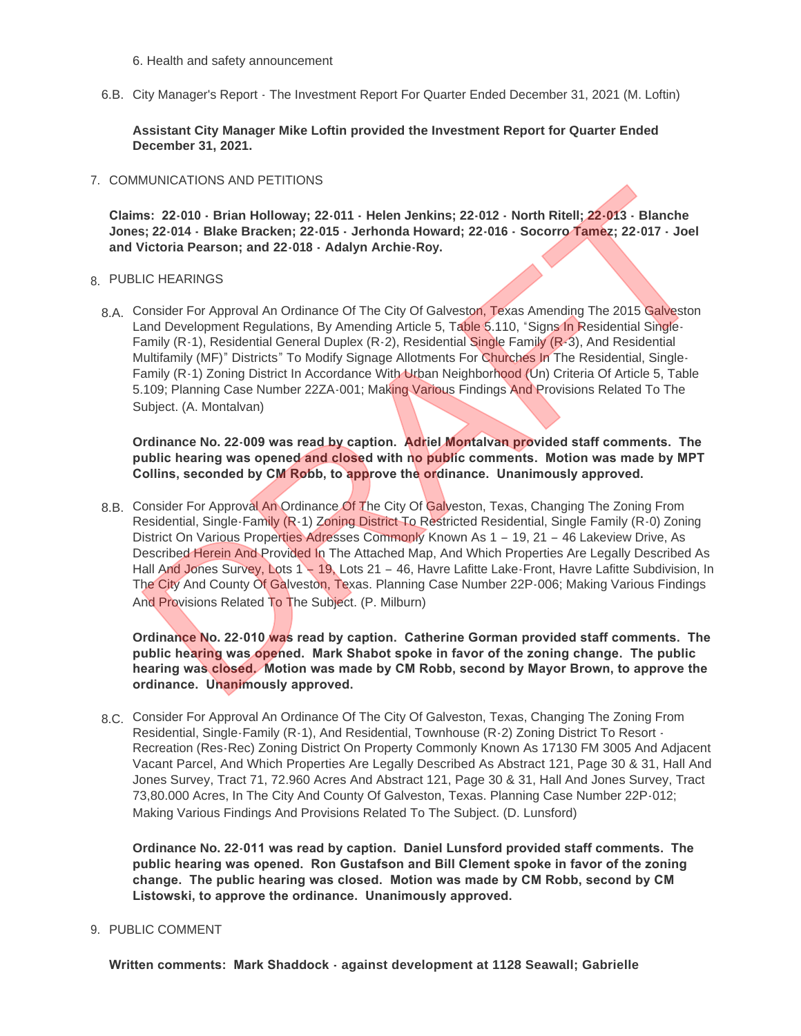6. Health and safety announcement

6.B. City Manager's Report - The Investment Report For Quarter Ended December 31, 2021 (M. Loftin)

**Assistant City Manager Mike Loftin provided the Investment Report for Quarter Ended December 31, 2021.**

7. COMMUNICATIONS AND PETITIONS

**Claims: 22-010 - Brian Holloway; 22-011 - Helen Jenkins; 22-012 - North Ritell; 22-013 - Blanche Jones; 22-014 - Blake Bracken; 22-015 - Jerhonda Howard; 22-016 - Socorro Tamez; 22-017 - Joel and Victoria Pearson; and 22-018 - Adalyn Archie-Roy.**

8. PUBLIC HEARINGS

8.A. Consider For Approval An Ordinance Of The City Of Galveston, Texas Amending The 2015 Galveston Land Development Regulations, By Amending Article 5, Table 5.110, "Signs In Residential Single-Family (R-1), Residential General Duplex (R-2), Residential Single Family (R-3), And Residential Multifamily (MF)" Districts" To Modify Signage Allotments For Churches In The Residential, Single-Family (R-1) Zoning District In Accordance With Urban Neighborhood (Un) Criteria Of Article 5, Table 5.109; Planning Case Number 22ZA-001; Making Various Findings And Provisions Related To The Subject. (A. Montalvan)

**Ordinance No. 22-009 was read by caption. Adriel Montalvan provided staff comments. The public hearing was opened and closed with no public comments. Motion was made by MPT Collins, seconded by CM Robb, to approve the ordinance. Unanimously approved.**

8.B. Consider For Approval An Ordinance Of The City Of Galveston, Texas, Changing The Zoning From Residential, Single-Family (R-1) Zoning District To Restricted Residential, Single Family (R-0) Zoning District On Various Properties Adresses Commonly Known As 1 – 19, 21 – 46 Lakeview Drive, As Described Herein And Provided In The Attached Map, And Which Properties Are Legally Described As Hall And Jones Survey, Lots 1 – 19, Lots 21 – 46, Havre Lafitte Lake-Front, Havre Lafitte Subdivision, In The City And County Of Galveston, Texas. Planning Case Number 22P-006; Making Various Findings And Provisions Related To The Subject. (P. Milburn)

**Ordinance No. 22-010 was read by caption. Catherine Gorman provided staff comments. The public hearing was opened. Mark Shabot spoke in favor of the zoning change. The public hearing was closed. Motion was made by CM Robb, second by Mayor Brown, to approve the ordinance. Unanimously approved.**

8.C. Consider For Approval An Ordinance Of The City Of Galveston, Texas, Changing The Zoning From Residential, Single-Family (R-1), And Residential, Townhouse (R-2) Zoning District To Resort - Recreation (Res-Rec) Zoning District On Property Commonly Known As 17130 FM 3005 And Adjacent Vacant Parcel, And Which Properties Are Legally Described As Abstract 121, Page 30 & 31, Hall And Jones Survey, Tract 71, 72.960 Acres And Abstract 121, Page 30 & 31, Hall And Jones Survey, Tract 73,80.000 Acres, In The City And County Of Galveston, Texas. Planning Case Number 22P-012; Making Various Findings And Provisions Related To The Subject. (D. Lunsford)

**Ordinance No. 22-011 was read by caption. Daniel Lunsford provided staff comments. The public hearing was opened. Ron Gustafson and Bill Clement spoke in favor of the zoning change. The public hearing was closed. Motion was made by CM Robb, second by CM Listowski, to approve the ordinance. Unanimously approved.**

9. PUBLIC COMMENT

**Written comments: Mark Shaddock - against development at 1128 Seawall; Gabrielle**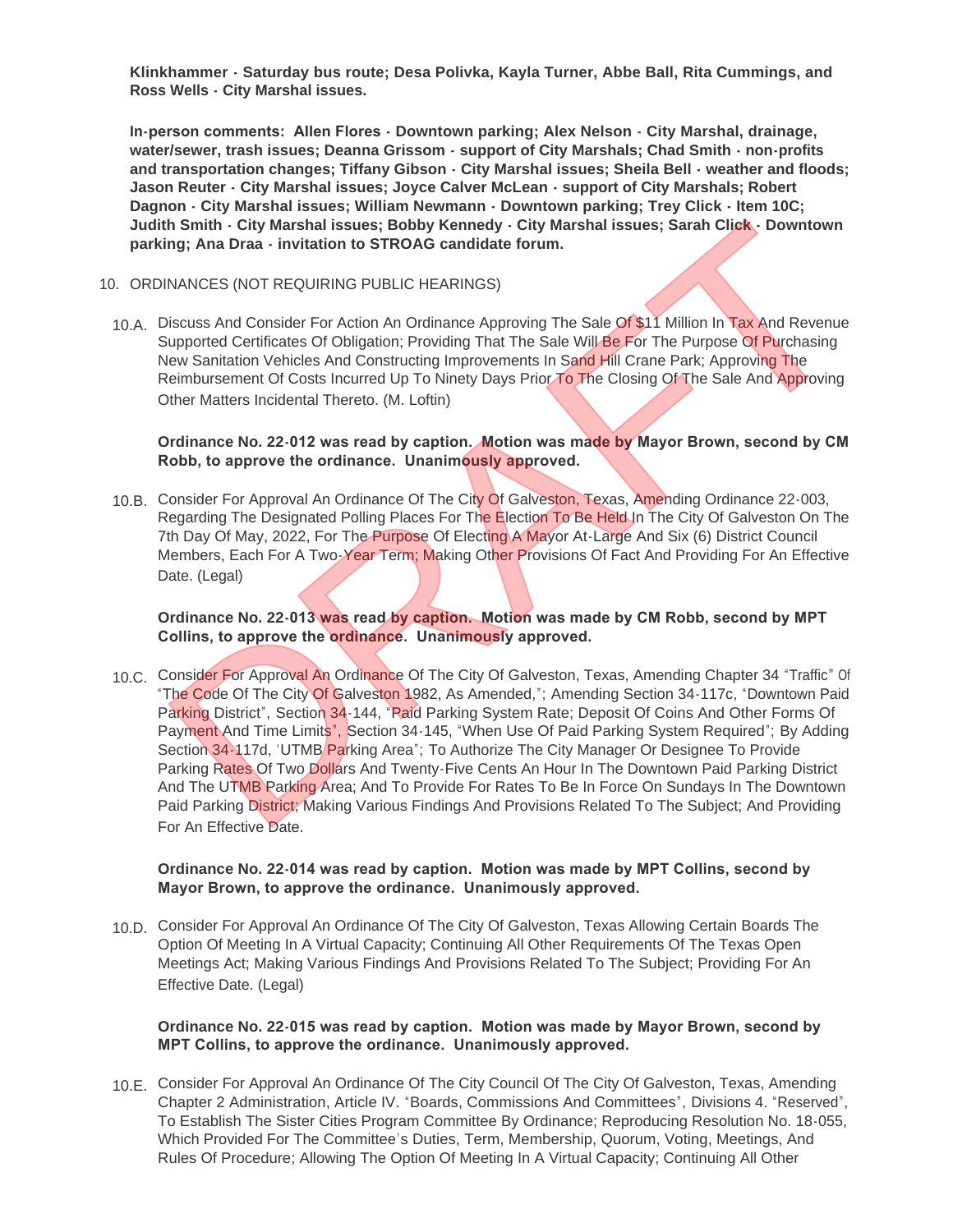**Klinkhammer - Saturday bus route; Desa Polivka, Kayla Turner, Abbe Ball, Rita Cummings, and Ross Wells - City Marshal issues.**

**In-person comments: Allen Flores - Downtown parking; Alex Nelson - City Marshal, drainage, water/sewer, trash issues; Deanna Grissom - support of City Marshals; Chad Smith - non-profits and transportation changes; Tiffany Gibson - City Marshal issues; Sheila Bell - weather and floods; Jason Reuter - City Marshal issues; Joyce Calver McLean - support of City Marshals; Robert Dagnon - City Marshal issues; William Newmann - Downtown parking; Trey Click - Item 10C; Judith Smith - City Marshal issues; Bobby Kennedy - City Marshal issues; Sarah Click - Downtown parking; Ana Draa - invitation to STROAG candidate forum.**

10. ORDINANCES (NOT REQUIRING PUBLIC HEARINGS)

10.A. Discuss And Consider For Action An Ordinance Approving The Sale Of $11 Million In Tax And Revenue Supported Certificates Of Obligation; Providing That The Sale Will Be For The Purpose Of Purchasing New Sanitation Vehicles And Constructing Improvements In Sand Hill Crane Park; Approving The Reimbursement Of Costs Incurred Up To Ninety Days Prior To The Closing Of The Sale And Approving Other Matters Incidental Thereto. (M. Loftin)

**Ordinance No. 22-012 was read by caption. Motion was made by Mayor Brown, second by CM Robb, to approve the ordinance. Unanimously approved.**

10.B. Consider For Approval An Ordinance Of The City Of Galveston, Texas, Amending Ordinance 22-003, Regarding The Designated Polling Places For The Election To Be Held In The City Of Galveston On The 7th Day Of May, 2022, For The Purpose Of Electing A Mayor At-Large And Six (6) District Council Members, Each For A Two-Year Term; Making Other Provisions Of Fact And Providing For An Effective Date. (Legal)

**Ordinance No. 22-013 was read by caption. Motion was made by CM Robb, second by MPT Collins, to approve the ordinance. Unanimously approved.**

10.C. Consider For Approval An Ordinance Of The City Of Galveston, Texas, Amending Chapter 34 "Traffic" Of "The Code Of The City Of Galveston 1982, As Amended,"; Amending Section 34-117c, "Downtown Paid Parking District", Section 34-144, "Paid Parking System Rate; Deposit Of Coins And Other Forms Of Payment And Time Limits", Section 34-145, "When Use Of Paid Parking System Required"; By Adding Section 34-117d, 'UTMB Parking Area"; To Authorize The City Manager Or Designee To Provide Parking Rates Of Two Dollars And Twenty-Five Cents An Hour In The Downtown Paid Parking District And The UTMB Parking Area; And To Provide For Rates To Be In Force On Sundays In The Downtown Paid Parking District; Making Various Findings And Provisions Related To The Subject; And Providing For An Effective Date.

**Ordinance No. 22-014 was read by caption. Motion was made by MPT Collins, second by Mayor Brown, to approve the ordinance. Unanimously approved.**

10.D. Consider For Approval An Ordinance Of The City Of Galveston, Texas Allowing Certain Boards The Option Of Meeting In A Virtual Capacity; Continuing All Other Requirements Of The Texas Open Meetings Act; Making Various Findings And Provisions Related To The Subject; Providing For An Effective Date. (Legal)

**Ordinance No. 22-015 was read by caption. Motion was made by Mayor Brown, second by MPT Collins, to approve the ordinance. Unanimously approved.**

10.E. Consider For Approval An Ordinance Of The City Council Of The City Of Galveston, Texas, Amending Chapter 2 Administration, Article IV. "Boards, Commissions And Committees", Divisions 4. "Reserved", To Establish The Sister Cities Program Committee By Ordinance; Reproducing Resolution No. 18-055, Which Provided For The Committee's Duties, Term, Membership, Quorum, Voting, Meetings, And Rules Of Procedure; Allowing The Option Of Meeting In A Virtual Capacity; Continuing All Other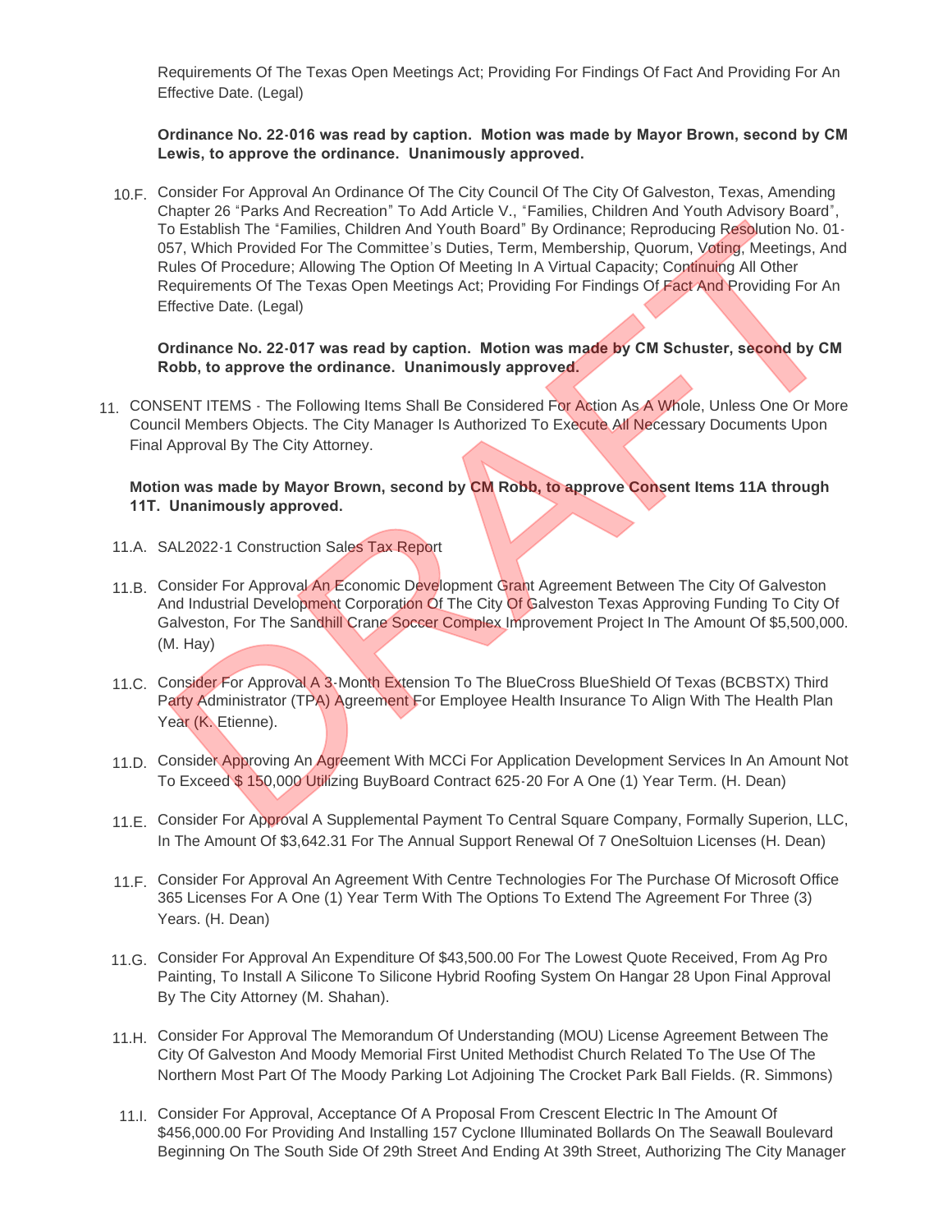Requirements Of The Texas Open Meetings Act; Providing For Findings Of Fact And Providing For An Effective Date. (Legal)

**Ordinance No. 22-016 was read by caption. Motion was made by Mayor Brown, second by CM Lewis, to approve the ordinance. Unanimously approved.**

10.F. Consider For Approval An Ordinance Of The City Council Of The City Of Galveston, Texas, Amending Chapter 26 "Parks And Recreation" To Add Article V., "Families, Children And Youth Advisory Board", To Establish The "Families, Children And Youth Board" By Ordinance; Reproducing Resolution No. 01-057, Which Provided For The Committee's Duties, Term, Membership, Quorum, Voting, Meetings, And Rules Of Procedure; Allowing The Option Of Meeting In A Virtual Capacity; Continuing All Other Requirements Of The Texas Open Meetings Act; Providing For Findings Of Fact And Providing For An Effective Date. (Legal)

**Ordinance No. 22-017 was read by caption. Motion was made by CM Schuster, second by CM Robb, to approve the ordinance. Unanimously approved.**

11. CONSENT ITEMS - The Following Items Shall Be Considered For Action As A Whole, Unless One Or More Council Members Objects. The City Manager Is Authorized To Execute All Necessary Documents Upon Final Approval By The City Attorney.

**Motion was made by Mayor Brown, second by CM Robb, to approve Consent Items 11A through 11T. Unanimously approved.**

11.A. SAL2022-1 Construction Sales Tax Report

11.B. Consider For Approval An Economic Development Grant Agreement Between The City Of Galveston And Industrial Development Corporation Of The City Of Galveston Texas Approving Funding To City Of Galveston, For The Sandhill Crane Soccer Complex Improvement Project In The Amount Of $5,500,000. (M. Hay)

11.C. Consider For Approval A 3-Month Extension To The BlueCross BlueShield Of Texas (BCBSTX) Third Party Administrator (TPA) Agreement For Employee Health Insurance To Align With The Health Plan Year (K. Etienne).

11.D. Consider Approving An Agreement With MCCi For Application Development Services In An Amount Not To Exceed $ 150,000 Utilizing BuyBoard Contract 625-20 For A One (1) Year Term. (H. Dean)

11.E. Consider For Approval A Supplemental Payment To Central Square Company, Formally Superion, LLC, In The Amount Of $3,642.31 For The Annual Support Renewal Of 7 OneSoltuion Licenses (H. Dean)

11.F. Consider For Approval An Agreement With Centre Technologies For The Purchase Of Microsoft Office 365 Licenses For A One (1) Year Term With The Options To Extend The Agreement For Three (3) Years. (H. Dean)

11.G. Consider For Approval An Expenditure Of $43,500.00 For The Lowest Quote Received, From Ag Pro Painting, To Install A Silicone To Silicone Hybrid Roofing System On Hangar 28 Upon Final Approval By The City Attorney (M. Shahan).

11.H. Consider For Approval The Memorandum Of Understanding (MOU) License Agreement Between The City Of Galveston And Moody Memorial First United Methodist Church Related To The Use Of The Northern Most Part Of The Moody Parking Lot Adjoining The Crocket Park Ball Fields. (R. Simmons)

11.I. Consider For Approval, Acceptance Of A Proposal From Crescent Electric In The Amount Of $456,000.00 For Providing And Installing 157 Cyclone Illuminated Bollards On The Seawall Boulevard Beginning On The South Side Of 29th Street And Ending At 39th Street, Authorizing The City Manager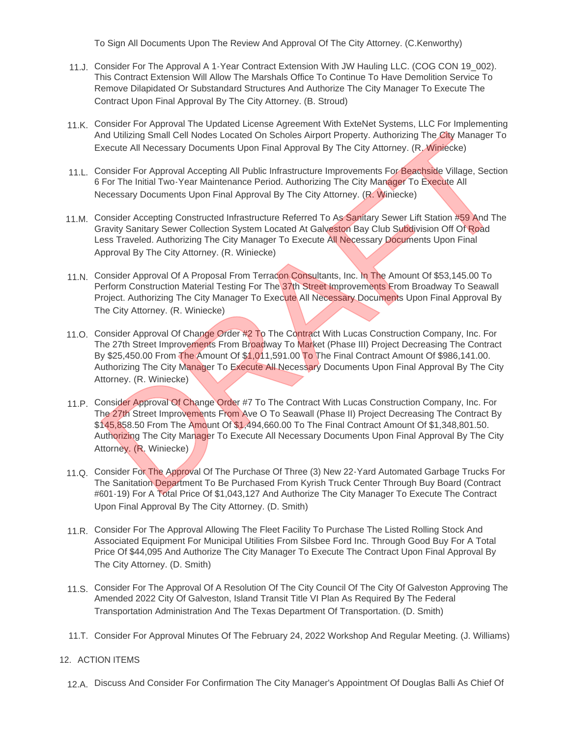To Sign All Documents Upon The Review And Approval Of The City Attorney. (C.Kenworthy)

11.J. Consider For The Approval A 1-Year Contract Extension With JW Hauling LLC. (COG CON 19_002). This Contract Extension Will Allow The Marshals Office To Continue To Have Demolition Service To Remove Dilapidated Or Substandard Structures And Authorize The City Manager To Execute The Contract Upon Final Approval By The City Attorney. (B. Stroud)

11.K. Consider For Approval The Updated License Agreement With ExteNet Systems, LLC For Implementing And Utilizing Small Cell Nodes Located On Scholes Airport Property. Authorizing The City Manager To Execute All Necessary Documents Upon Final Approval By The City Attorney. (R. Winiecke)

11.L. Consider For Approval Accepting All Public Infrastructure Improvements For Beachside Village, Section 6 For The Initial Two-Year Maintenance Period. Authorizing The City Manager To Execute All Necessary Documents Upon Final Approval By The City Attorney. (R. Winiecke)

11.M. Consider Accepting Constructed Infrastructure Referred To As Sanitary Sewer Lift Station #59 And The Gravity Sanitary Sewer Collection System Located At Galveston Bay Club Subdivision Off Of Road Less Traveled. Authorizing The City Manager To Execute All Necessary Documents Upon Final Approval By The City Attorney. (R. Winiecke)

11.N. Consider Approval Of A Proposal From Terracon Consultants, Inc. In The Amount Of $53,145.00 To Perform Construction Material Testing For The 37th Street Improvements From Broadway To Seawall Project. Authorizing The City Manager To Execute All Necessary Documents Upon Final Approval By The City Attorney. (R. Winiecke)

11.O. Consider Approval Of Change Order #2 To The Contract With Lucas Construction Company, Inc. For The 27th Street Improvements From Broadway To Market (Phase III) Project Decreasing The Contract By $25,450.00 From The Amount Of $1,011,591.00 To The Final Contract Amount Of $986,141.00. Authorizing The City Manager To Execute All Necessary Documents Upon Final Approval By The City Attorney. (R. Winiecke)

11.P. Consider Approval Of Change Order #7 To The Contract With Lucas Construction Company, Inc. For The 27th Street Improvements From Ave O To Seawall (Phase II) Project Decreasing The Contract By $145,858.50 From The Amount Of $1,494,660.00 To The Final Contract Amount Of $1,348,801.50. Authorizing The City Manager To Execute All Necessary Documents Upon Final Approval By The City Attorney. (R. Winiecke)

11.Q. Consider For The Approval Of The Purchase Of Three (3) New 22-Yard Automated Garbage Trucks For The Sanitation Department To Be Purchased From Kyrish Truck Center Through Buy Board (Contract #601-19) For A Total Price Of $1,043,127 And Authorize The City Manager To Execute The Contract Upon Final Approval By The City Attorney. (D. Smith)

11.R. Consider For The Approval Allowing The Fleet Facility To Purchase The Listed Rolling Stock And Associated Equipment For Municipal Utilities From Silsbee Ford Inc. Through Good Buy For A Total Price Of $44,095 And Authorize The City Manager To Execute The Contract Upon Final Approval By The City Attorney. (D. Smith)

11.S. Consider For The Approval Of A Resolution Of The City Council Of The City Of Galveston Approving The Amended 2022 City Of Galveston, Island Transit Title VI Plan As Required By The Federal Transportation Administration And The Texas Department Of Transportation. (D. Smith)

11.T. Consider For Approval Minutes Of The February 24, 2022 Workshop And Regular Meeting. (J. Williams)

12. ACTION ITEMS

12.A. Discuss And Consider For Confirmation The City Manager's Appointment Of Douglas Balli As Chief Of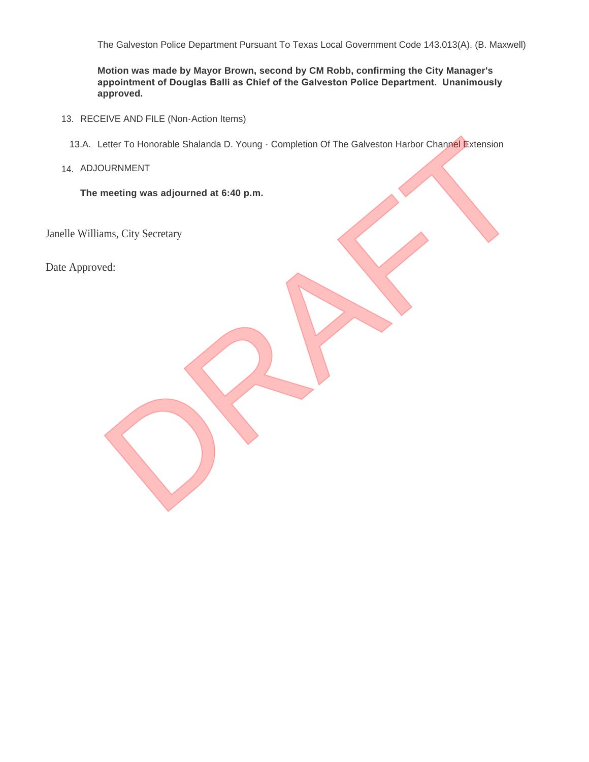The Galveston Police Department Pursuant To Texas Local Government Code 143.013(A). (B. Maxwell)

**Motion was made by Mayor Brown, second by CM Robb, confirming the City Manager's appointment of Douglas Balli as Chief of the Galveston Police Department. Unanimously approved.**

13. RECEIVE AND FILE (Non-Action Items)

13.A. Letter To Honorable Shalanda D. Young - Completion Of The Galveston Harbor Channel Extension

14. ADJOURNMENT

**The meeting was adjourned at 6:40 p.m.**

Janelle Williams, City Secretary

Date Approved:

DRAFT